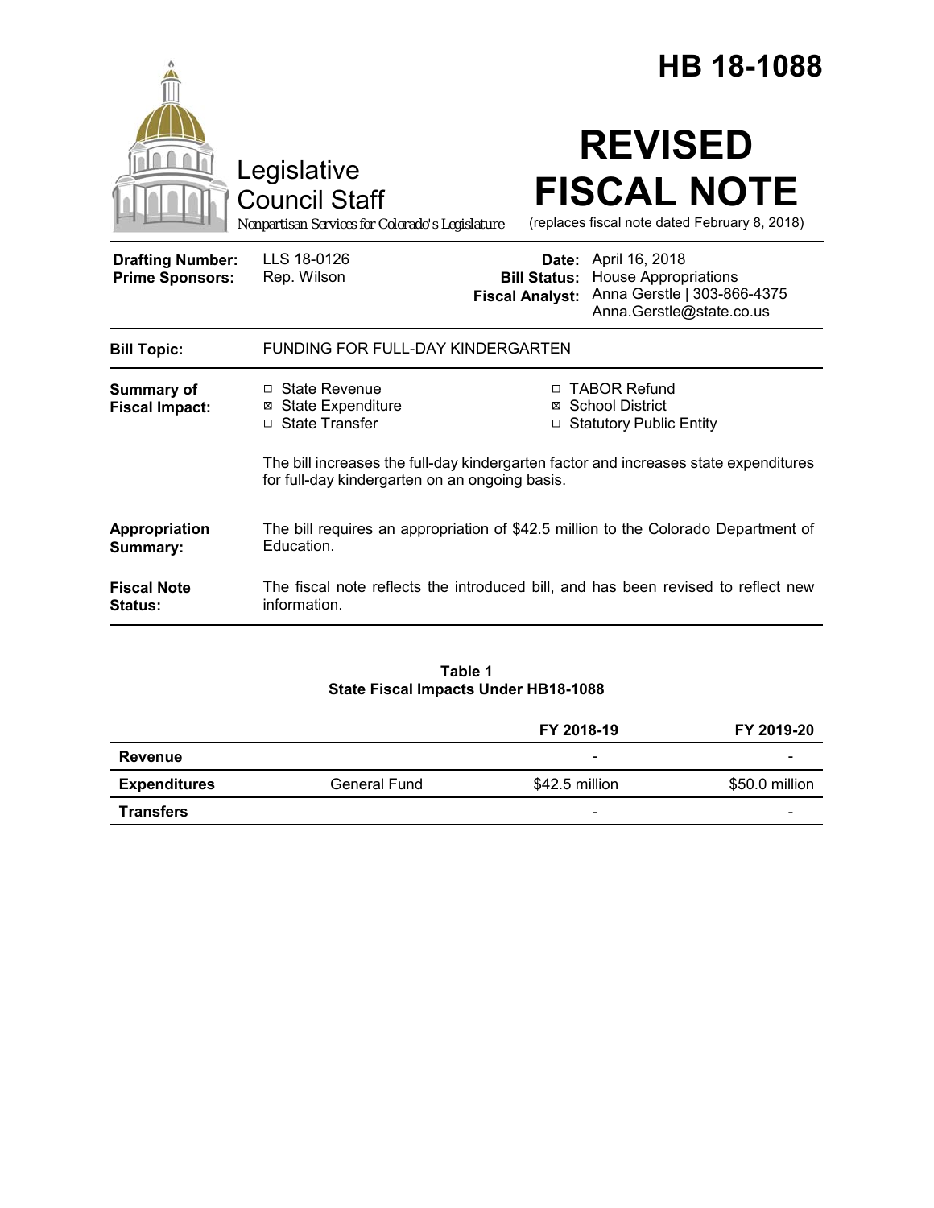# HB 18-1088

Legislative Council Staff

*Nonpartisan Services for Colorado's Legislature*

# REVISED FISCAL NOTE

(replaces fiscal note dated February 8, 2018)

| | | | |
|---|---|---|---|
| **Drafting Number:** | LLS 18-0126 | **Date:** | April 16, 2018 |
| **Prime Sponsors:** | Rep. Wilson | **Bill Status:** | House Appropriations |
| | | **Fiscal Analyst:** | Anna Gerstle \| 303-866-4375 Anna.Gerstle@state.co.us |

| | |
|---|---|
| **Bill Topic:** | FUNDING FOR FULL-DAY KINDERGARTEN |
| **Summary of Fiscal Impact:** | ☐ State Revenue ☒ State Expenditure ☐ State Transfer ☐ TABOR Refund ☒ School District ☐ Statutory Public Entity<br><br>The bill increases the full-day kindergarten factor and increases state expenditures for full-day kindergarten on an ongoing basis. |
| **Appropriation Summary:** | The bill requires an appropriation of $42.5 million to the Colorado Department of Education. |
| **Fiscal Note Status:** | The fiscal note reflects the introduced bill, and has been revised to reflect new information. |

**Table 1**
**State Fiscal Impacts Under HB18-1088**

| | | FY 2018-19 | FY 2019-20 |
|---|---|---|---|
| **Revenue** | | - | - |
| **Expenditures** | General Fund | $42.5 million | $50.0 million |
| **Transfers** | | - | - |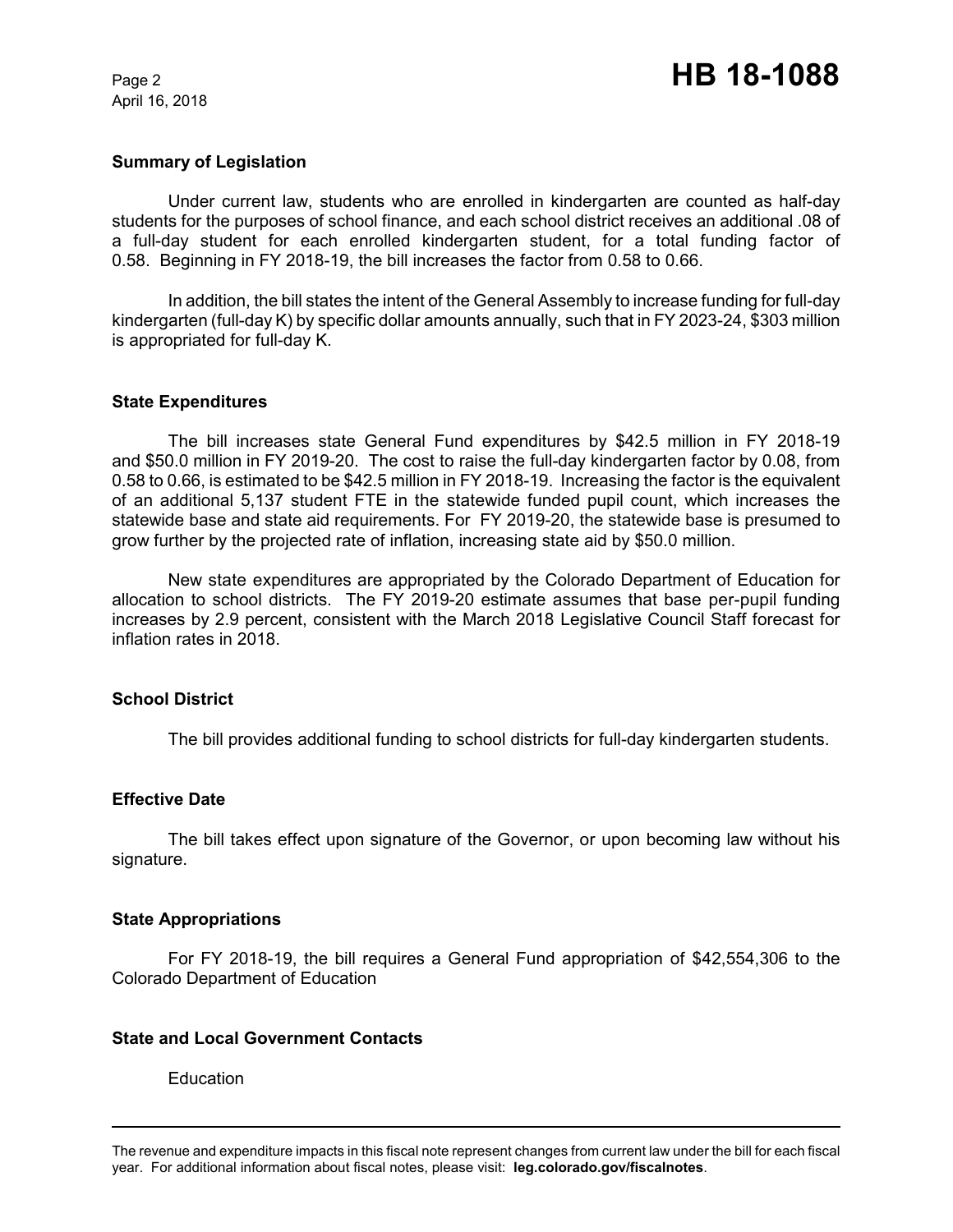## Summary of Legislation

Under current law, students who are enrolled in kindergarten are counted as half-day students for the purposes of school finance, and each school district receives an additional .08 of a full-day student for each enrolled kindergarten student, for a total funding factor of 0.58. Beginning in FY 2018-19, the bill increases the factor from 0.58 to 0.66.

In addition, the bill states the intent of the General Assembly to increase funding for full-day kindergarten (full-day K) by specific dollar amounts annually, such that in FY 2023-24, $303 million is appropriated for full-day K.

## State Expenditures

The bill increases state General Fund expenditures by $42.5 million in FY 2018-19 and $50.0 million in FY 2019-20. The cost to raise the full-day kindergarten factor by 0.08, from 0.58 to 0.66, is estimated to be $42.5 million in FY 2018-19. Increasing the factor is the equivalent of an additional 5,137 student FTE in the statewide funded pupil count, which increases the statewide base and state aid requirements. For FY 2019-20, the statewide base is presumed to grow further by the projected rate of inflation, increasing state aid by $50.0 million.

New state expenditures are appropriated by the Colorado Department of Education for allocation to school districts. The FY 2019-20 estimate assumes that base per-pupil funding increases by 2.9 percent, consistent with the March 2018 Legislative Council Staff forecast for inflation rates in 2018.

## School District

The bill provides additional funding to school districts for full-day kindergarten students.

## Effective Date

The bill takes effect upon signature of the Governor, or upon becoming law without his signature.

## State Appropriations

For FY 2018-19, the bill requires a General Fund appropriation of $42,554,306 to the Colorado Department of Education

## State and Local Government Contacts

Education

The revenue and expenditure impacts in this fiscal note represent changes from current law under the bill for each fiscal year. For additional information about fiscal notes, please visit: **leg.colorado.gov/fiscalnotes**.